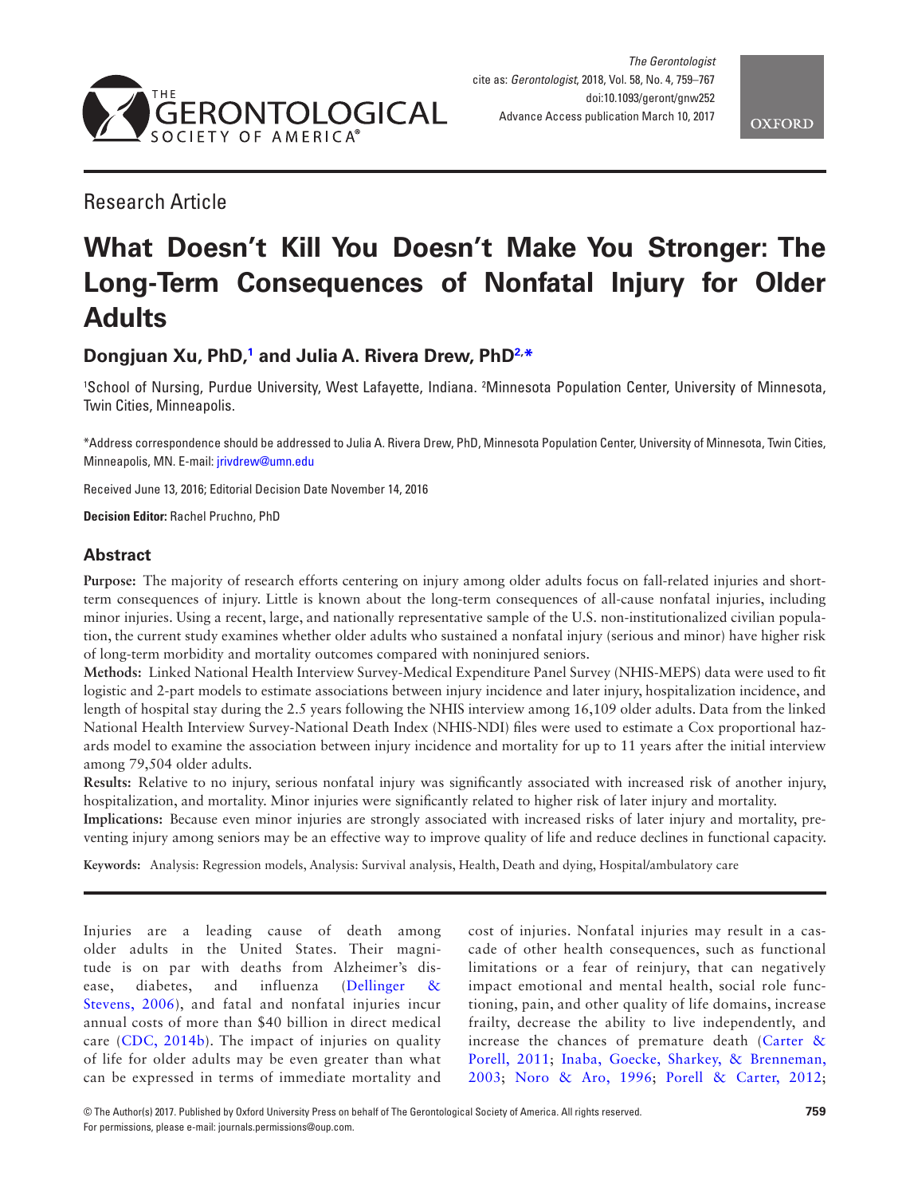Research Article

# What Doesn't Kill You Doesn't Make You Stronger: The Long-Term Consequences of Nonfatal Injury for Older Adults

**Dongjuan Xu, PhD,[1] and Julia A. Rivera Drew, PhD[2,*]**

[1]School of Nursing, Purdue University, West Lafayette, Indiana. [2]Minnesota Population Center, University of Minnesota, Twin Cities, Minneapolis.

*Address correspondence should be addressed to Julia A. Rivera Drew, PhD, Minnesota Population Center, University of Minnesota, Twin Cities, Minneapolis, MN. E-mail: jrivdrew@umn.edu

Received June 13, 2016; Editorial Decision Date November 14, 2016

**Decision Editor:** Rachel Pruchno, PhD

## Abstract

**Purpose:** The majority of research efforts centering on injury among older adults focus on fall-related injuries and short-term consequences of injury. Little is known about the long-term consequences of all-cause nonfatal injuries, including minor injuries. Using a recent, large, and nationally representative sample of the U.S. non-institutionalized civilian population, the current study examines whether older adults who sustained a nonfatal injury (serious and minor) have higher risk of long-term morbidity and mortality outcomes compared with noninjured seniors.

**Methods:** Linked National Health Interview Survey-Medical Expenditure Panel Survey (NHIS-MEPS) data were used to fit logistic and 2-part models to estimate associations between injury incidence and later injury, hospitalization incidence, and length of hospital stay during the 2.5 years following the NHIS interview among 16,109 older adults. Data from the linked National Health Interview Survey-National Death Index (NHIS-NDI) files were used to estimate a Cox proportional hazards model to examine the association between injury incidence and mortality for up to 11 years after the initial interview among 79,504 older adults.

**Results:** Relative to no injury, serious nonfatal injury was significantly associated with increased risk of another injury, hospitalization, and mortality. Minor injuries were significantly related to higher risk of later injury and mortality.

**Implications:** Because even minor injuries are strongly associated with increased risks of later injury and mortality, preventing injury among seniors may be an effective way to improve quality of life and reduce declines in functional capacity.

**Keywords:** Analysis: Regression models, Analysis: Survival analysis, Health, Death and dying, Hospital/ambulatory care

Injuries are a leading cause of death among older adults in the United States. Their magnitude is on par with deaths from Alzheimer's disease, diabetes, and influenza (Dellinger & Stevens, 2006), and fatal and nonfatal injuries incur annual costs of more than $40 billion in direct medical care (CDC, 2014b). The impact of injuries on quality of life for older adults may be even greater than what can be expressed in terms of immediate mortality and cost of injuries. Nonfatal injuries may result in a cascade of other health consequences, such as functional limitations or a fear of reinjury, that can negatively impact emotional and mental health, social role functioning, pain, and other quality of life domains, increase frailty, decrease the ability to live independently, and increase the chances of premature death (Carter & Porell, 2011; Inaba, Goecke, Sharkey, & Brenneman, 2003; Noro & Aro, 1996; Porell & Carter, 2012;

© The Author(s) 2017. Published by Oxford University Press on behalf of The Gerontological Society of America. All rights reserved. For permissions, please e-mail: journals.permissions@oup.com.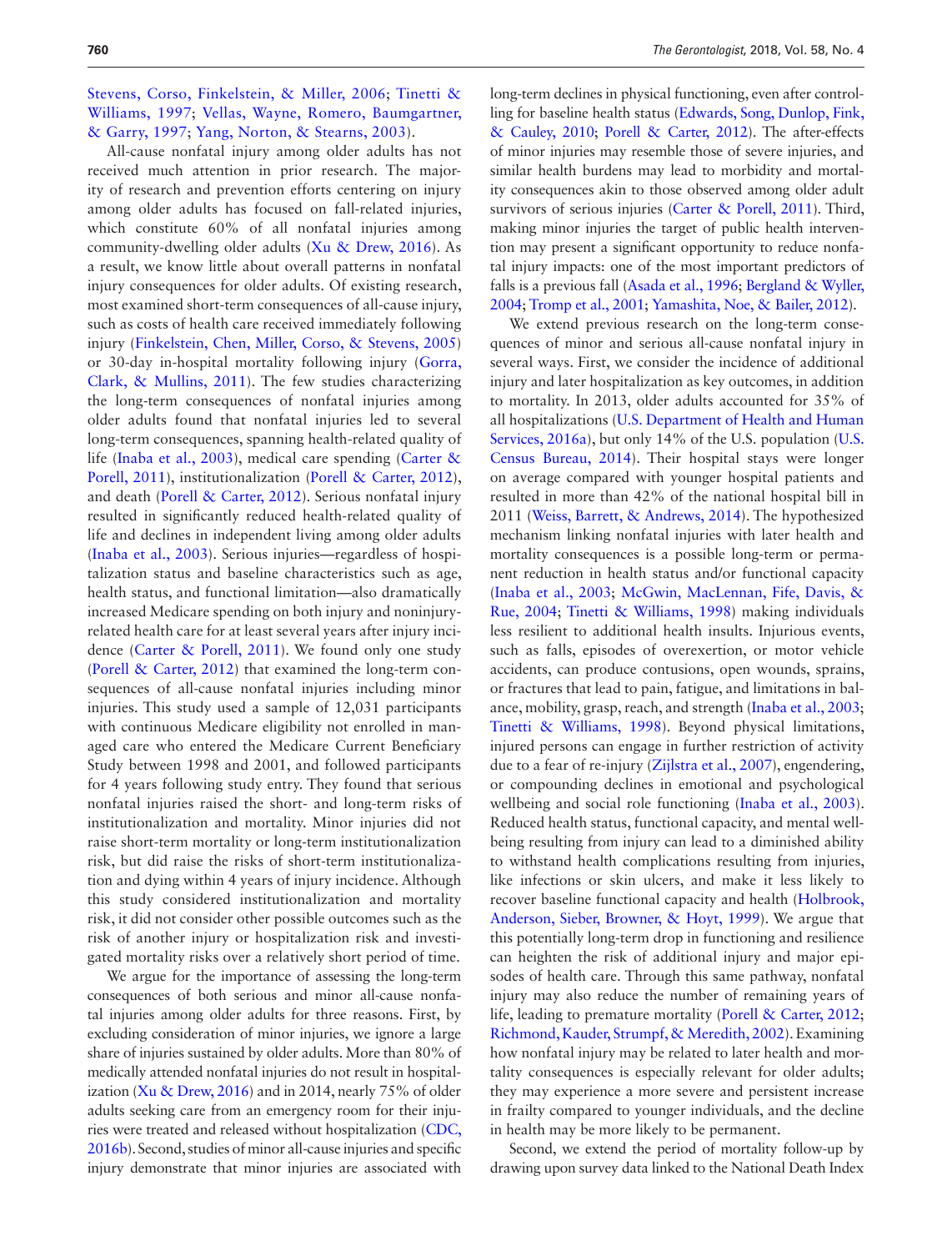Stevens, Corso, Finkelstein, & Miller, 2006; Tinetti & Williams, 1997; Vellas, Wayne, Romero, Baumgartner, & Garry, 1997; Yang, Norton, & Stearns, 2003).

All-cause nonfatal injury among older adults has not received much attention in prior research. The majority of research and prevention efforts centering on injury among older adults has focused on fall-related injuries, which constitute 60% of all nonfatal injuries among community-dwelling older adults (Xu & Drew, 2016). As a result, we know little about overall patterns in nonfatal injury consequences for older adults. Of existing research, most examined short-term consequences of all-cause injury, such as costs of health care received immediately following injury (Finkelstein, Chen, Miller, Corso, & Stevens, 2005) or 30-day in-hospital mortality following injury (Gorra, Clark, & Mullins, 2011). The few studies characterizing the long-term consequences of nonfatal injuries among older adults found that nonfatal injuries led to several long-term consequences, spanning health-related quality of life (Inaba et al., 2003), medical care spending (Carter & Porell, 2011), institutionalization (Porell & Carter, 2012), and death (Porell & Carter, 2012). Serious nonfatal injury resulted in significantly reduced health-related quality of life and declines in independent living among older adults (Inaba et al., 2003). Serious injuries—regardless of hospitalization status and baseline characteristics such as age, health status, and functional limitation—also dramatically increased Medicare spending on both injury and noninjury-related health care for at least several years after injury incidence (Carter & Porell, 2011). We found only one study (Porell & Carter, 2012) that examined the long-term consequences of all-cause nonfatal injuries including minor injuries. This study used a sample of 12,031 participants with continuous Medicare eligibility not enrolled in managed care who entered the Medicare Current Beneficiary Study between 1998 and 2001, and followed participants for 4 years following study entry. They found that serious nonfatal injuries raised the short- and long-term risks of institutionalization and mortality. Minor injuries did not raise short-term mortality or long-term institutionalization risk, but did raise the risks of short-term institutionalization and dying within 4 years of injury incidence. Although this study considered institutionalization and mortality risk, it did not consider other possible outcomes such as the risk of another injury or hospitalization risk and investigated mortality risks over a relatively short period of time.

We argue for the importance of assessing the long-term consequences of both serious and minor all-cause nonfatal injuries among older adults for three reasons. First, by excluding consideration of minor injuries, we ignore a large share of injuries sustained by older adults. More than 80% of medically attended nonfatal injuries do not result in hospitalization (Xu & Drew, 2016) and in 2014, nearly 75% of older adults seeking care from an emergency room for their injuries were treated and released without hospitalization (CDC, 2016b). Second, studies of minor all-cause injuries and specific injury demonstrate that minor injuries are associated with long-term declines in physical functioning, even after controlling for baseline health status (Edwards, Song, Dunlop, Fink, & Cauley, 2010; Porell & Carter, 2012). The after-effects of minor injuries may resemble those of severe injuries, and similar health burdens may lead to morbidity and mortality consequences akin to those observed among older adult survivors of serious injuries (Carter & Porell, 2011). Third, making minor injuries the target of public health intervention may present a significant opportunity to reduce nonfatal injury impacts: one of the most important predictors of falls is a previous fall (Asada et al., 1996; Bergland & Wyller, 2004; Tromp et al., 2001; Yamashita, Noe, & Bailer, 2012).

We extend previous research on the long-term consequences of minor and serious all-cause nonfatal injury in several ways. First, we consider the incidence of additional injury and later hospitalization as key outcomes, in addition to mortality. In 2013, older adults accounted for 35% of all hospitalizations (U.S. Department of Health and Human Services, 2016a), but only 14% of the U.S. population (U.S. Census Bureau, 2014). Their hospital stays were longer on average compared with younger hospital patients and resulted in more than 42% of the national hospital bill in 2011 (Weiss, Barrett, & Andrews, 2014). The hypothesized mechanism linking nonfatal injuries with later health and mortality consequences is a possible long-term or permanent reduction in health status and/or functional capacity (Inaba et al., 2003; McGwin, MacLennan, Fife, Davis, & Rue, 2004; Tinetti & Williams, 1998) making individuals less resilient to additional health insults. Injurious events, such as falls, episodes of overexertion, or motor vehicle accidents, can produce contusions, open wounds, sprains, or fractures that lead to pain, fatigue, and limitations in balance, mobility, grasp, reach, and strength (Inaba et al., 2003; Tinetti & Williams, 1998). Beyond physical limitations, injured persons can engage in further restriction of activity due to a fear of re-injury (Zijlstra et al., 2007), engendering, or compounding declines in emotional and psychological wellbeing and social role functioning (Inaba et al., 2003). Reduced health status, functional capacity, and mental well-being resulting from injury can lead to a diminished ability to withstand health complications resulting from injuries, like infections or skin ulcers, and make it less likely to recover baseline functional capacity and health (Holbrook, Anderson, Sieber, Browner, & Hoyt, 1999). We argue that this potentially long-term drop in functioning and resilience can heighten the risk of additional injury and major episodes of health care. Through this same pathway, nonfatal injury may also reduce the number of remaining years of life, leading to premature mortality (Porell & Carter, 2012; Richmond, Kauder, Strumpf, & Meredith, 2002). Examining how nonfatal injury may be related to later health and mortality consequences is especially relevant for older adults; they may experience a more severe and persistent increase in frailty compared to younger individuals, and the decline in health may be more likely to be permanent.

Second, we extend the period of mortality follow-up by drawing upon survey data linked to the National Death Index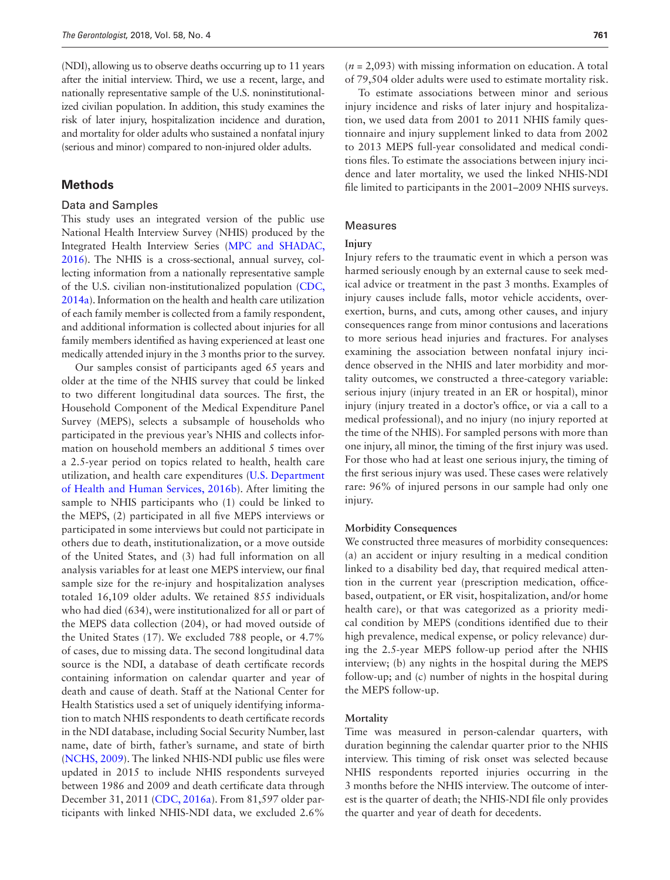(NDI), allowing us to observe deaths occurring up to 11 years after the initial interview. Third, we use a recent, large, and nationally representative sample of the U.S. noninstitutionalized civilian population. In addition, this study examines the risk of later injury, hospitalization incidence and duration, and mortality for older adults who sustained a nonfatal injury (serious and minor) compared to non-injured older adults.

## Methods

### Data and Samples

This study uses an integrated version of the public use National Health Interview Survey (NHIS) produced by the Integrated Health Interview Series (MPC and SHADAC, 2016). The NHIS is a cross-sectional, annual survey, collecting information from a nationally representative sample of the U.S. civilian non-institutionalized population (CDC, 2014a). Information on the health and health care utilization of each family member is collected from a family respondent, and additional information is collected about injuries for all family members identified as having experienced at least one medically attended injury in the 3 months prior to the survey.

Our samples consist of participants aged 65 years and older at the time of the NHIS survey that could be linked to two different longitudinal data sources. The first, the Household Component of the Medical Expenditure Panel Survey (MEPS), selects a subsample of households who participated in the previous year's NHIS and collects information on household members an additional 5 times over a 2.5-year period on topics related to health, health care utilization, and health care expenditures (U.S. Department of Health and Human Services, 2016b). After limiting the sample to NHIS participants who (1) could be linked to the MEPS, (2) participated in all five MEPS interviews or participated in some interviews but could not participate in others due to death, institutionalization, or a move outside of the United States, and (3) had full information on all analysis variables for at least one MEPS interview, our final sample size for the re-injury and hospitalization analyses totaled 16,109 older adults. We retained 855 individuals who had died (634), were institutionalized for all or part of the MEPS data collection (204), or had moved outside of the United States (17). We excluded 788 people, or 4.7% of cases, due to missing data. The second longitudinal data source is the NDI, a database of death certificate records containing information on calendar quarter and year of death and cause of death. Staff at the National Center for Health Statistics used a set of uniquely identifying information to match NHIS respondents to death certificate records in the NDI database, including Social Security Number, last name, date of birth, father's surname, and state of birth (NCHS, 2009). The linked NHIS-NDI public use files were updated in 2015 to include NHIS respondents surveyed between 1986 and 2009 and death certificate data through December 31, 2011 (CDC, 2016a). From 81,597 older participants with linked NHIS-NDI data, we excluded 2.6% ($n$ = 2,093) with missing information on education. A total of 79,504 older adults were used to estimate mortality risk.

To estimate associations between minor and serious injury incidence and risks of later injury and hospitalization, we used data from 2001 to 2011 NHIS family questionnaire and injury supplement linked to data from 2002 to 2013 MEPS full-year consolidated and medical conditions files. To estimate the associations between injury incidence and later mortality, we used the linked NHIS-NDI file limited to participants in the 2001–2009 NHIS surveys.

### Measures

#### Injury

Injury refers to the traumatic event in which a person was harmed seriously enough by an external cause to seek medical advice or treatment in the past 3 months. Examples of injury causes include falls, motor vehicle accidents, overexertion, burns, and cuts, among other causes, and injury consequences range from minor contusions and lacerations to more serious head injuries and fractures. For analyses examining the association between nonfatal injury incidence observed in the NHIS and later morbidity and mortality outcomes, we constructed a three-category variable: serious injury (injury treated in an ER or hospital), minor injury (injury treated in a doctor's office, or via a call to a medical professional), and no injury (no injury reported at the time of the NHIS). For sampled persons with more than one injury, all minor, the timing of the first injury was used. For those who had at least one serious injury, the timing of the first serious injury was used. These cases were relatively rare: 96% of injured persons in our sample had only one injury.

#### Morbidity Consequences

We constructed three measures of morbidity consequences: (a) an accident or injury resulting in a medical condition linked to a disability bed day, that required medical attention in the current year (prescription medication, office-based, outpatient, or ER visit, hospitalization, and/or home health care), or that was categorized as a priority medical condition by MEPS (conditions identified due to their high prevalence, medical expense, or policy relevance) during the 2.5-year MEPS follow-up period after the NHIS interview; (b) any nights in the hospital during the MEPS follow-up; and (c) number of nights in the hospital during the MEPS follow-up.

#### Mortality

Time was measured in person-calendar quarters, with duration beginning the calendar quarter prior to the NHIS interview. This timing of risk onset was selected because NHIS respondents reported injuries occurring in the 3 months before the NHIS interview. The outcome of interest is the quarter of death; the NHIS-NDI file only provides the quarter and year of death for decedents.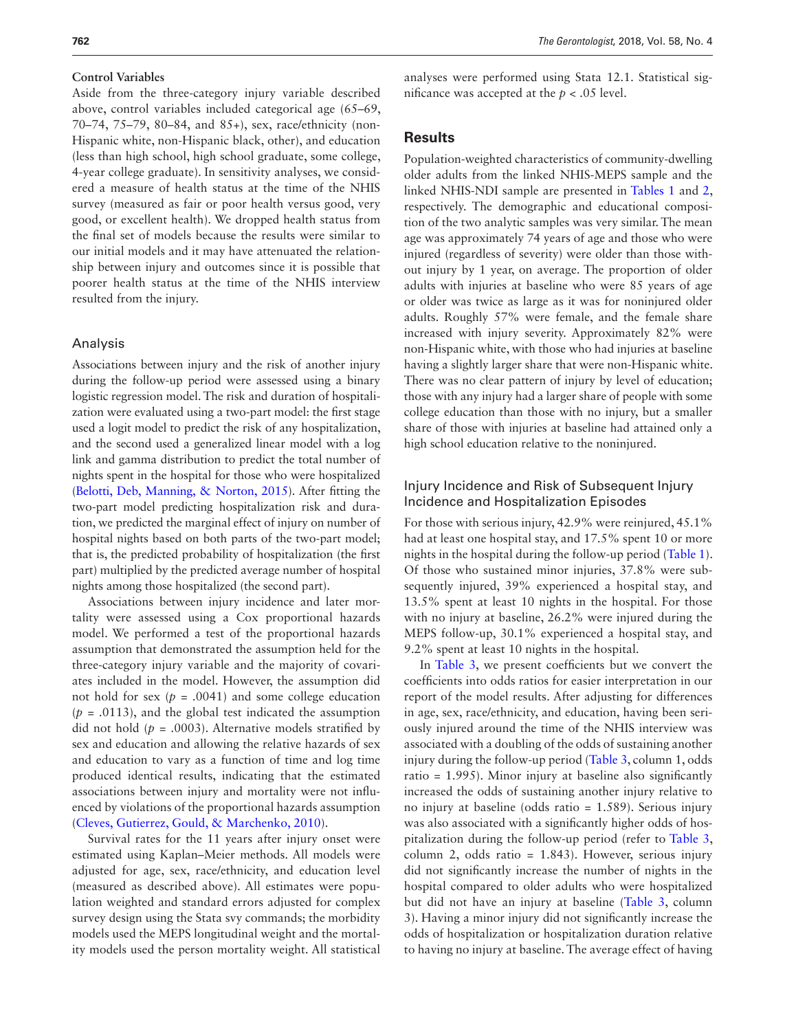### Control Variables

Aside from the three-category injury variable described above, control variables included categorical age (65–69, 70–74, 75–79, 80–84, and 85+), sex, race/ethnicity (non-Hispanic white, non-Hispanic black, other), and education (less than high school, high school graduate, some college, 4-year college graduate). In sensitivity analyses, we considered a measure of health status at the time of the NHIS survey (measured as fair or poor health versus good, very good, or excellent health). We dropped health status from the final set of models because the results were similar to our initial models and it may have attenuated the relationship between injury and outcomes since it is possible that poorer health status at the time of the NHIS interview resulted from the injury.

## Analysis

Associations between injury and the risk of another injury during the follow-up period were assessed using a binary logistic regression model. The risk and duration of hospitalization were evaluated using a two-part model: the first stage used a logit model to predict the risk of any hospitalization, and the second used a generalized linear model with a log link and gamma distribution to predict the total number of nights spent in the hospital for those who were hospitalized (Belotti, Deb, Manning, & Norton, 2015). After fitting the two-part model predicting hospitalization risk and duration, we predicted the marginal effect of injury on number of hospital nights based on both parts of the two-part model; that is, the predicted probability of hospitalization (the first part) multiplied by the predicted average number of hospital nights among those hospitalized (the second part).

Associations between injury incidence and later mortality were assessed using a Cox proportional hazards model. We performed a test of the proportional hazards assumption that demonstrated the assumption held for the three-category injury variable and the majority of covariates included in the model. However, the assumption did not hold for sex ($p$ = .0041) and some college education ($p$ = .0113), and the global test indicated the assumption did not hold ($p$ = .0003). Alternative models stratified by sex and education and allowing the relative hazards of sex and education to vary as a function of time and log time produced identical results, indicating that the estimated associations between injury and mortality were not influenced by violations of the proportional hazards assumption (Cleves, Gutierrez, Gould, & Marchenko, 2010).

Survival rates for the 11 years after injury onset were estimated using Kaplan–Meier methods. All models were adjusted for age, sex, race/ethnicity, and education level (measured as described above). All estimates were population weighted and standard errors adjusted for complex survey design using the Stata svy commands; the morbidity models used the MEPS longitudinal weight and the mortality models used the person mortality weight. All statistical analyses were performed using Stata 12.1. Statistical significance was accepted at the $p < .05$ level.

## Results

Population-weighted characteristics of community-dwelling older adults from the linked NHIS-MEPS sample and the linked NHIS-NDI sample are presented in Tables 1 and 2, respectively. The demographic and educational composition of the two analytic samples was very similar. The mean age was approximately 74 years of age and those who were injured (regardless of severity) were older than those without injury by 1 year, on average. The proportion of older adults with injuries at baseline who were 85 years of age or older was twice as large as it was for noninjured older adults. Roughly 57% were female, and the female share increased with injury severity. Approximately 82% were non-Hispanic white, with those who had injuries at baseline having a slightly larger share that were non-Hispanic white. There was no clear pattern of injury by level of education; those with any injury had a larger share of people with some college education than those with no injury, but a smaller share of those with injuries at baseline had attained only a high school education relative to the noninjured.

### Injury Incidence and Risk of Subsequent Injury Incidence and Hospitalization Episodes

For those with serious injury, 42.9% were reinjured, 45.1% had at least one hospital stay, and 17.5% spent 10 or more nights in the hospital during the follow-up period (Table 1). Of those who sustained minor injuries, 37.8% were subsequently injured, 39% experienced a hospital stay, and 13.5% spent at least 10 nights in the hospital. For those with no injury at baseline, 26.2% were injured during the MEPS follow-up, 30.1% experienced a hospital stay, and 9.2% spent at least 10 nights in the hospital.

In Table 3, we present coefficients but we convert the coefficients into odds ratios for easier interpretation in our report of the model results. After adjusting for differences in age, sex, race/ethnicity, and education, having been seriously injured around the time of the NHIS interview was associated with a doubling of the odds of sustaining another injury during the follow-up period (Table 3, column 1, odds ratio = 1.995). Minor injury at baseline also significantly increased the odds of sustaining another injury relative to no injury at baseline (odds ratio = 1.589). Serious injury was also associated with a significantly higher odds of hospitalization during the follow-up period (refer to Table 3, column 2, odds ratio = 1.843). However, serious injury did not significantly increase the number of nights in the hospital compared to older adults who were hospitalized but did not have an injury at baseline (Table 3, column 3). Having a minor injury did not significantly increase the odds of hospitalization or hospitalization duration relative to having no injury at baseline. The average effect of having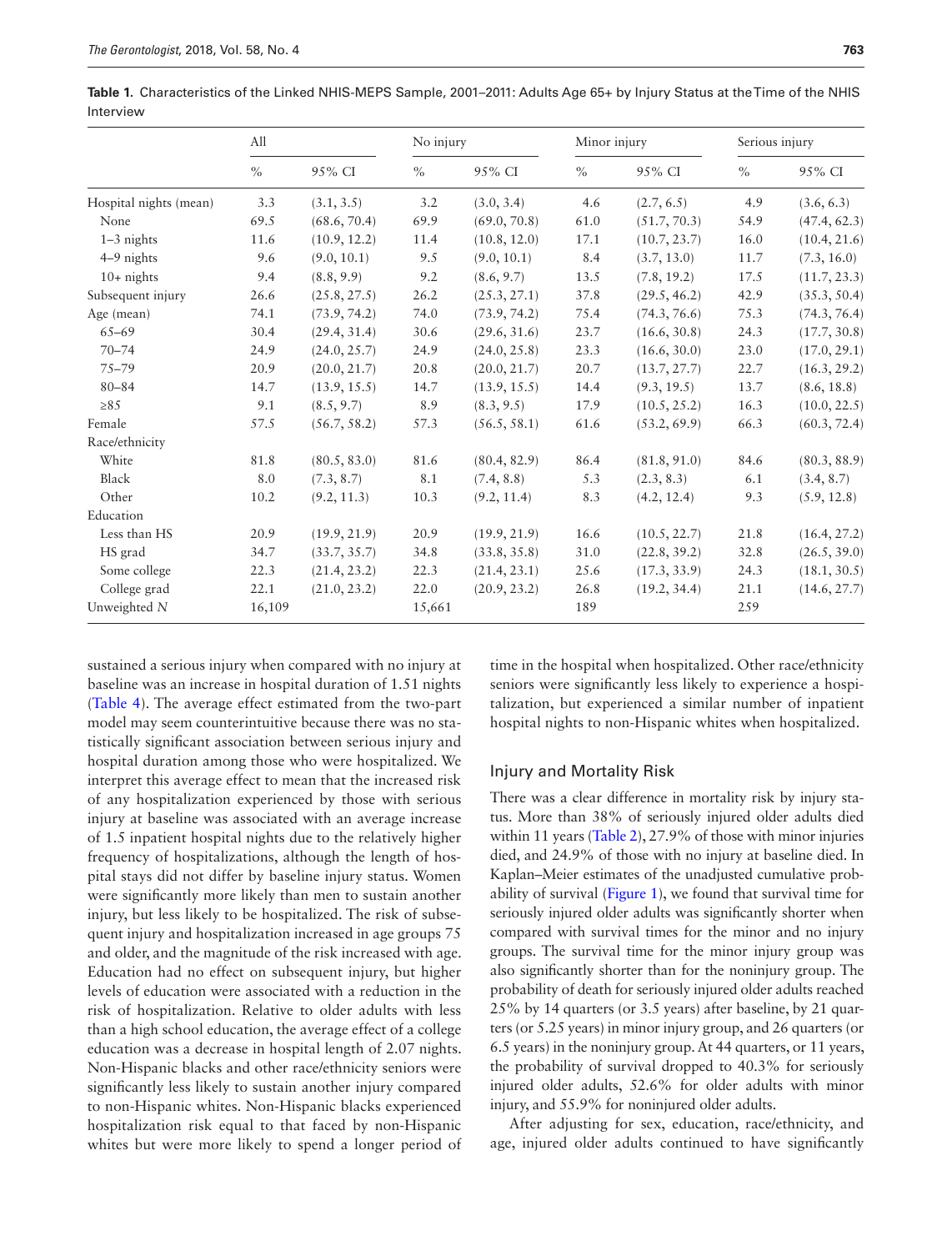**Table 1.** Characteristics of the Linked NHIS-MEPS Sample, 2001–2011: Adults Age 65+ by Injury Status at the Time of the NHIS Interview

| | All | | No injury | | Minor injury | | Serious injury | |
|---|---|---|---|---|---|---|---|---|
| | % | 95% CI | % | 95% CI | % | 95% CI | % | 95% CI |
| Hospital nights (mean) | 3.3 | (3.1, 3.5) | 3.2 | (3.0, 3.4) | 4.6 | (2.7, 6.5) | 4.9 | (3.6, 6.3) |
| None | 69.5 | (68.6, 70.4) | 69.9 | (69.0, 70.8) | 61.0 | (51.7, 70.3) | 54.9 | (47.4, 62.3) |
| 1–3 nights | 11.6 | (10.9, 12.2) | 11.4 | (10.8, 12.0) | 17.1 | (10.7, 23.7) | 16.0 | (10.4, 21.6) |
| 4–9 nights | 9.6 | (9.0, 10.1) | 9.5 | (9.0, 10.1) | 8.4 | (3.7, 13.0) | 11.7 | (7.3, 16.0) |
| 10+ nights | 9.4 | (8.8, 9.9) | 9.2 | (8.6, 9.7) | 13.5 | (7.8, 19.2) | 17.5 | (11.7, 23.3) |
| Subsequent injury | 26.6 | (25.8, 27.5) | 26.2 | (25.3, 27.1) | 37.8 | (29.5, 46.2) | 42.9 | (35.3, 50.4) |
| Age (mean) | 74.1 | (73.9, 74.2) | 74.0 | (73.9, 74.2) | 75.4 | (74.3, 76.6) | 75.3 | (74.3, 76.4) |
| 65–69 | 30.4 | (29.4, 31.4) | 30.6 | (29.6, 31.6) | 23.7 | (16.6, 30.8) | 24.3 | (17.7, 30.8) |
| 70–74 | 24.9 | (24.0, 25.7) | 24.9 | (24.0, 25.8) | 23.3 | (16.6, 30.0) | 23.0 | (17.0, 29.1) |
| 75–79 | 20.9 | (20.0, 21.7) | 20.8 | (20.0, 21.7) | 20.7 | (13.7, 27.7) | 22.7 | (16.3, 29.2) |
| 80–84 | 14.7 | (13.9, 15.5) | 14.7 | (13.9, 15.5) | 14.4 | (9.3, 19.5) | 13.7 | (8.6, 18.8) |
| ≥85 | 9.1 | (8.5, 9.7) | 8.9 | (8.3, 9.5) | 17.9 | (10.5, 25.2) | 16.3 | (10.0, 22.5) |
| Female | 57.5 | (56.7, 58.2) | 57.3 | (56.5, 58.1) | 61.6 | (53.2, 69.9) | 66.3 | (60.3, 72.4) |
| Race/ethnicity | | | | | | | | |
| White | 81.8 | (80.5, 83.0) | 81.6 | (80.4, 82.9) | 86.4 | (81.8, 91.0) | 84.6 | (80.3, 88.9) |
| Black | 8.0 | (7.3, 8.7) | 8.1 | (7.4, 8.8) | 5.3 | (2.3, 8.3) | 6.1 | (3.4, 8.7) |
| Other | 10.2 | (9.2, 11.3) | 10.3 | (9.2, 11.4) | 8.3 | (4.2, 12.4) | 9.3 | (5.9, 12.8) |
| Education | | | | | | | | |
| Less than HS | 20.9 | (19.9, 21.9) | 20.9 | (19.9, 21.9) | 16.6 | (10.5, 22.7) | 21.8 | (16.4, 27.2) |
| HS grad | 34.7 | (33.7, 35.7) | 34.8 | (33.8, 35.8) | 31.0 | (22.8, 39.2) | 32.8 | (26.5, 39.0) |
| Some college | 22.3 | (21.4, 23.2) | 22.3 | (21.4, 23.1) | 25.6 | (17.3, 33.9) | 24.3 | (18.1, 30.5) |
| College grad | 22.1 | (21.0, 23.2) | 22.0 | (20.9, 23.2) | 26.8 | (19.2, 34.4) | 21.1 | (14.6, 27.7) |
| Unweighted *N* | 16,109 | | 15,661 | | 189 | | 259 | |

sustained a serious injury when compared with no injury at baseline was an increase in hospital duration of 1.51 nights (Table 4). The average effect estimated from the two-part model may seem counterintuitive because there was no statistically significant association between serious injury and hospital duration among those who were hospitalized. We interpret this average effect to mean that the increased risk of any hospitalization experienced by those with serious injury at baseline was associated with an average increase of 1.5 inpatient hospital nights due to the relatively higher frequency of hospitalizations, although the length of hospital stays did not differ by baseline injury status. Women were significantly more likely than men to sustain another injury, but less likely to be hospitalized. The risk of subsequent injury and hospitalization increased in age groups 75 and older, and the magnitude of the risk increased with age. Education had no effect on subsequent injury, but higher levels of education were associated with a reduction in the risk of hospitalization. Relative to older adults with less than a high school education, the average effect of a college education was a decrease in hospital length of 2.07 nights. Non-Hispanic blacks and other race/ethnicity seniors were significantly less likely to sustain another injury compared to non-Hispanic whites. Non-Hispanic blacks experienced hospitalization risk equal to that faced by non-Hispanic whites but were more likely to spend a longer period of time in the hospital when hospitalized. Other race/ethnicity seniors were significantly less likely to experience a hospitalization, but experienced a similar number of inpatient hospital nights to non-Hispanic whites when hospitalized.

## Injury and Mortality Risk

There was a clear difference in mortality risk by injury status. More than 38% of seriously injured older adults died within 11 years (Table 2), 27.9% of those with minor injuries died, and 24.9% of those with no injury at baseline died. In Kaplan–Meier estimates of the unadjusted cumulative probability of survival (Figure 1), we found that survival time for seriously injured older adults was significantly shorter when compared with survival times for the minor and no injury groups. The survival time for the minor injury group was also significantly shorter than for the noninjury group. The probability of death for seriously injured older adults reached 25% by 14 quarters (or 3.5 years) after baseline, by 21 quarters (or 5.25 years) in minor injury group, and 26 quarters (or 6.5 years) in the noninjury group. At 44 quarters, or 11 years, the probability of survival dropped to 40.3% for seriously injured older adults, 52.6% for older adults with minor injury, and 55.9% for noninjured older adults.

After adjusting for sex, education, race/ethnicity, and age, injured older adults continued to have significantly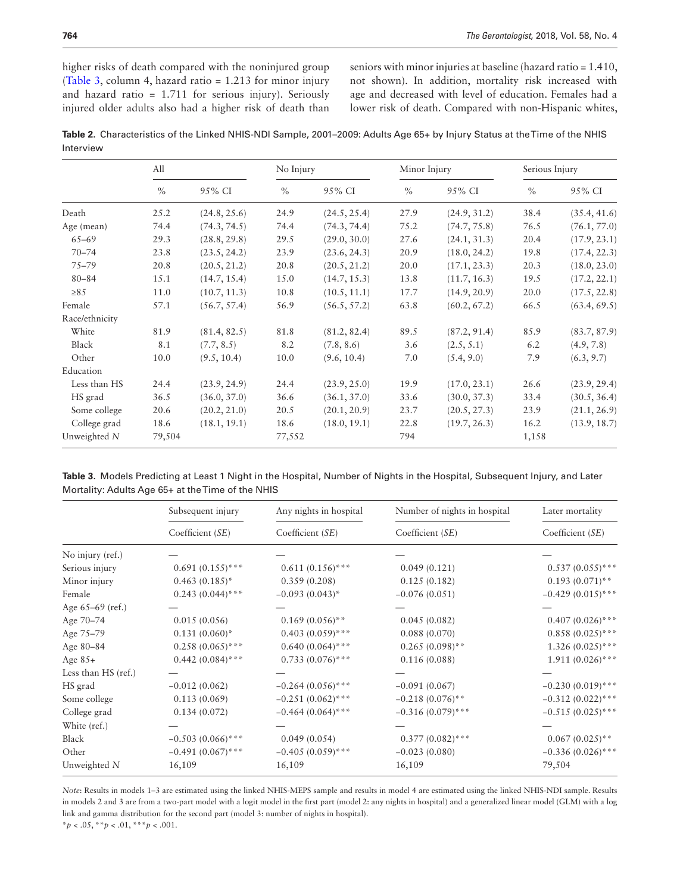higher risks of death compared with the noninjured group (Table 3, column 4, hazard ratio = 1.213 for minor injury and hazard ratio = 1.711 for serious injury). Seriously injured older adults also had a higher risk of death than seniors with minor injuries at baseline (hazard ratio = 1.410, not shown). In addition, mortality risk increased with age and decreased with level of education. Females had a lower risk of death. Compared with non-Hispanic whites,

**Table 2.** Characteristics of the Linked NHIS-NDI Sample, 2001–2009: Adults Age 65+ by Injury Status at the Time of the NHIS Interview

| | All | | No Injury | | Minor Injury | | Serious Injury | |
|---|---|---|---|---|---|---|---|---|
| | % | 95% CI | % | 95% CI | % | 95% CI | % | 95% CI |
| Death | 25.2 | (24.8, 25.6) | 24.9 | (24.5, 25.4) | 27.9 | (24.9, 31.2) | 38.4 | (35.4, 41.6) |
| Age (mean) | 74.4 | (74.3, 74.5) | 74.4 | (74.3, 74.4) | 75.2 | (74.7, 75.8) | 76.5 | (76.1, 77.0) |
| 65–69 | 29.3 | (28.8, 29.8) | 29.5 | (29.0, 30.0) | 27.6 | (24.1, 31.3) | 20.4 | (17.9, 23.1) |
| 70–74 | 23.8 | (23.5, 24.2) | 23.9 | (23.6, 24.3) | 20.9 | (18.0, 24.2) | 19.8 | (17.4, 22.3) |
| 75–79 | 20.8 | (20.5, 21.2) | 20.8 | (20.5, 21.2) | 20.0 | (17.1, 23.3) | 20.3 | (18.0, 23.0) |
| 80–84 | 15.1 | (14.7, 15.4) | 15.0 | (14.7, 15.3) | 13.8 | (11.7, 16.3) | 19.5 | (17.2, 22.1) |
| ≥85 | 11.0 | (10.7, 11.3) | 10.8 | (10.5, 11.1) | 17.7 | (14.9, 20.9) | 20.0 | (17.5, 22.8) |
| Female | 57.1 | (56.7, 57.4) | 56.9 | (56.5, 57.2) | 63.8 | (60.2, 67.2) | 66.5 | (63.4, 69.5) |
| Race/ethnicity | | | | | | | | |
| White | 81.9 | (81.4, 82.5) | 81.8 | (81.2, 82.4) | 89.5 | (87.2, 91.4) | 85.9 | (83.7, 87.9) |
| Black | 8.1 | (7.7, 8.5) | 8.2 | (7.8, 8.6) | 3.6 | (2.5, 5.1) | 6.2 | (4.9, 7.8) |
| Other | 10.0 | (9.5, 10.4) | 10.0 | (9.6, 10.4) | 7.0 | (5.4, 9.0) | 7.9 | (6.3, 9.7) |
| Education | | | | | | | | |
| Less than HS | 24.4 | (23.9, 24.9) | 24.4 | (23.9, 25.0) | 19.9 | (17.0, 23.1) | 26.6 | (23.9, 29.4) |
| HS grad | 36.5 | (36.0, 37.0) | 36.6 | (36.1, 37.0) | 33.6 | (30.0, 37.3) | 33.4 | (30.5, 36.4) |
| Some college | 20.6 | (20.2, 21.0) | 20.5 | (20.1, 20.9) | 23.7 | (20.5, 27.3) | 23.9 | (21.1, 26.9) |
| College grad | 18.6 | (18.1, 19.1) | 18.6 | (18.0, 19.1) | 22.8 | (19.7, 26.3) | 16.2 | (13.9, 18.7) |
| Unweighted *N* | 79,504 | | 77,552 | | 794 | | 1,158 | |

**Table 3.** Models Predicting at Least 1 Night in the Hospital, Number of Nights in the Hospital, Subsequent Injury, and Later Mortality: Adults Age 65+ at the Time of the NHIS

| | Subsequent injury | Any nights in hospital | Number of nights in hospital | Later mortality |
|---|---|---|---|---|
| | Coefficient (*SE*) | Coefficient (*SE*) | Coefficient (*SE*) | Coefficient (*SE*) |
| No injury (ref.) | — | — | — | — |
| Serious injury | 0.691 (0.155)*** | 0.611 (0.156)*** | 0.049 (0.121) | 0.537 (0.055)*** |
| Minor injury | 0.463 (0.185)* | 0.359 (0.208) | 0.125 (0.182) | 0.193 (0.071)** |
| Female | 0.243 (0.044)*** | −0.093 (0.043)* | −0.076 (0.051) | −0.429 (0.015)*** |
| Age 65–69 (ref.) | — | — | — | — |
| Age 70–74 | 0.015 (0.056) | 0.169 (0.056)** | 0.045 (0.082) | 0.407 (0.026)*** |
| Age 75–79 | 0.131 (0.060)* | 0.403 (0.059)*** | 0.088 (0.070) | 0.858 (0.025)*** |
| Age 80–84 | 0.258 (0.065)*** | 0.640 (0.064)*** | 0.265 (0.098)** | 1.326 (0.025)*** |
| Age 85+ | 0.442 (0.084)*** | 0.733 (0.076)*** | 0.116 (0.088) | 1.911 (0.026)*** |
| Less than HS (ref.) | — | — | — | — |
| HS grad | −0.012 (0.062) | −0.264 (0.056)*** | −0.091 (0.067) | −0.230 (0.019)*** |
| Some college | 0.113 (0.069) | −0.251 (0.062)*** | −0.218 (0.076)** | −0.312 (0.022)*** |
| College grad | 0.134 (0.072) | −0.464 (0.064)*** | −0.316 (0.079)*** | −0.515 (0.025)*** |
| White (ref.) | — | — | — | — |
| Black | −0.503 (0.066)*** | 0.049 (0.054) | 0.377 (0.082)*** | 0.067 (0.025)** |
| Other | −0.491 (0.067)*** | −0.405 (0.059)*** | −0.023 (0.080) | −0.336 (0.026)*** |
| Unweighted *N* | 16,109 | 16,109 | 16,109 | 79,504 |

*Note*: Results in models 1–3 are estimated using the linked NHIS-MEPS sample and results in model 4 are estimated using the linked NHIS-NDI sample. Results in models 2 and 3 are from a two-part model with a logit model in the first part (model 2: any nights in hospital) and a generalized linear model (GLM) with a log link and gamma distribution for the second part (model 3: number of nights in hospital).

*$p < .05$, **$p < .01$, ***$p < .001$.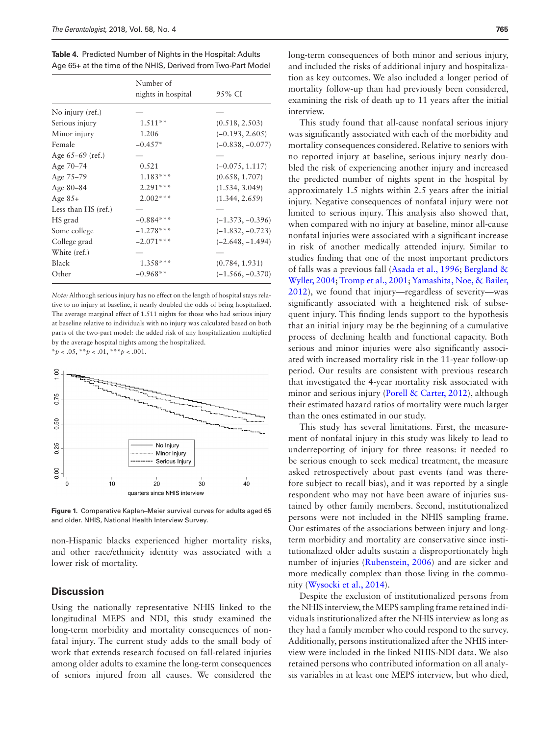**Table 4.** Predicted Number of Nights in the Hospital: Adults Age 65+ at the time of the NHIS, Derived from Two-Part Model

| | Number of nights in hospital | 95% CI |
|---|---|---|
| No injury (ref.) | — | — |
| Serious injury | 1.511** | (0.518, 2.503) |
| Minor injury | 1.206 | (−0.193, 2.605) |
| Female | −0.457* | (−0.838, −0.077) |
| Age 65–69 (ref.) | — | — |
| Age 70–74 | 0.521 | (−0.075, 1.117) |
| Age 75–79 | 1.183*** | (0.658, 1.707) |
| Age 80–84 | 2.291*** | (1.534, 3.049) |
| Age 85+ | 2.002*** | (1.344, 2.659) |
| Less than HS (ref.) | — | — |
| HS grad | −0.884*** | (−1.373, −0.396) |
| Some college | −1.278*** | (−1.832, −0.723) |
| College grad | −2.071*** | (−2.648, −1.494) |
| White (ref.) | — | — |
| Black | 1.358*** | (0.784, 1.931) |
| Other | −0.968** | (−1.566, −0.370) |

*Note:* Although serious injury has no effect on the length of hospital stays relative to no injury at baseline, it nearly doubled the odds of being hospitalized. The average marginal effect of 1.511 nights for those who had serious injury at baseline relative to individuals with no injury was calculated based on both parts of the two-part model: the added risk of any hospitalization multiplied by the average hospital nights among the hospitalized.
*$p < .05$, **$p < .01$, ***$p < .001$.

**Figure 1.** Comparative Kaplan–Meier survival curves for adults aged 65 and older. NHIS, National Health Interview Survey.

non-Hispanic blacks experienced higher mortality risks, and other race/ethnicity identity was associated with a lower risk of mortality.

## Discussion

Using the nationally representative NHIS linked to the longitudinal MEPS and NDI, this study examined the long-term morbidity and mortality consequences of nonfatal injury. The current study adds to the small body of work that extends research focused on fall-related injuries among older adults to examine the long-term consequences of seniors injured from all causes. We considered the long-term consequences of both minor and serious injury, and included the risks of additional injury and hospitalization as key outcomes. We also included a longer period of mortality follow-up than had previously been considered, examining the risk of death up to 11 years after the initial interview.

This study found that all-cause nonfatal serious injury was significantly associated with each of the morbidity and mortality consequences considered. Relative to seniors with no reported injury at baseline, serious injury nearly doubled the risk of experiencing another injury and increased the predicted number of nights spent in the hospital by approximately 1.5 nights within 2.5 years after the initial injury. Negative consequences of nonfatal injury were not limited to serious injury. This analysis also showed that, when compared with no injury at baseline, minor all-cause nonfatal injuries were associated with a significant increase in risk of another medically attended injury. Similar to studies finding that one of the most important predictors of falls was a previous fall (Asada et al., 1996; Bergland & Wyller, 2004; Tromp et al., 2001; Yamashita, Noe, & Bailer, 2012), we found that injury—regardless of severity—was significantly associated with a heightened risk of subsequent injury. This finding lends support to the hypothesis that an initial injury may be the beginning of a cumulative process of declining health and functional capacity. Both serious and minor injuries were also significantly associated with increased mortality risk in the 11-year follow-up period. Our results are consistent with previous research that investigated the 4-year mortality risk associated with minor and serious injury (Porell & Carter, 2012), although their estimated hazard ratios of mortality were much larger than the ones estimated in our study.

This study has several limitations. First, the measurement of nonfatal injury in this study was likely to lead to underreporting of injury for three reasons: it needed to be serious enough to seek medical treatment, the measure asked retrospectively about past events (and was therefore subject to recall bias), and it was reported by a single respondent who may not have been aware of injuries sustained by other family members. Second, institutionalized persons were not included in the NHIS sampling frame. Our estimates of the associations between injury and long-term morbidity and mortality are conservative since institutionalized older adults sustain a disproportionately high number of injuries (Rubenstein, 2006) and are sicker and more medically complex than those living in the community (Wysocki et al., 2014).

Despite the exclusion of institutionalized persons from the NHIS interview, the MEPS sampling frame retained individuals institutionalized after the NHIS interview as long as they had a family member who could respond to the survey. Additionally, persons institutionalized after the NHIS interview were included in the linked NHIS-NDI data. We also retained persons who contributed information on all analysis variables in at least one MEPS interview, but who died,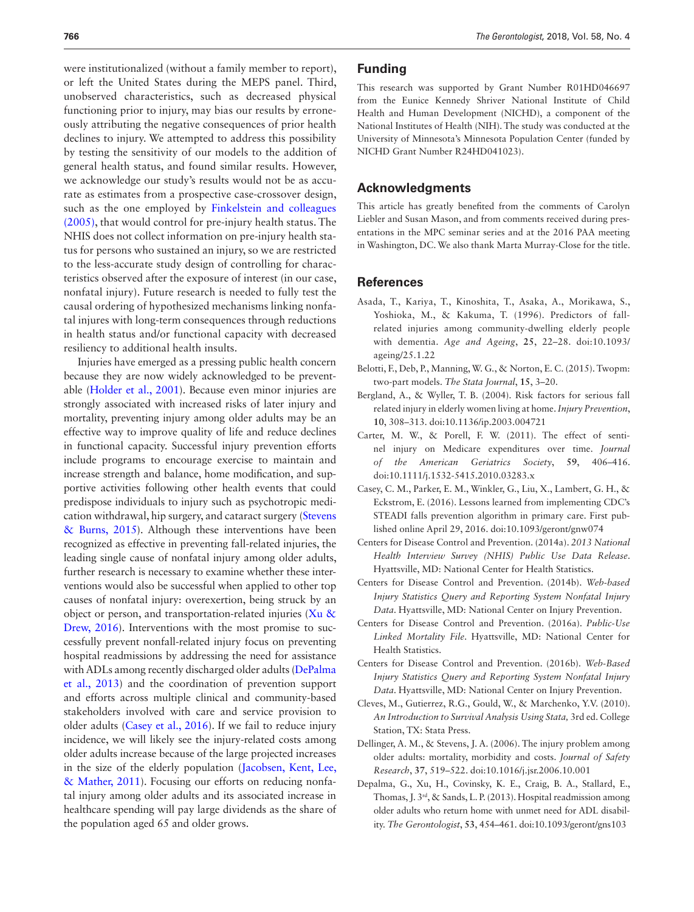were institutionalized (without a family member to report), or left the United States during the MEPS panel. Third, unobserved characteristics, such as decreased physical functioning prior to injury, may bias our results by erroneously attributing the negative consequences of prior health declines to injury. We attempted to address this possibility by testing the sensitivity of our models to the addition of general health status, and found similar results. However, we acknowledge our study's results would not be as accurate as estimates from a prospective case-crossover design, such as the one employed by Finkelstein and colleagues (2005), that would control for pre-injury health status. The NHIS does not collect information on pre-injury health status for persons who sustained an injury, so we are restricted to the less-accurate study design of controlling for characteristics observed after the exposure of interest (in our case, nonfatal injury). Future research is needed to fully test the causal ordering of hypothesized mechanisms linking nonfatal injures with long-term consequences through reductions in health status and/or functional capacity with decreased resiliency to additional health insults.

Injuries have emerged as a pressing public health concern because they are now widely acknowledged to be preventable (Holder et al., 2001). Because even minor injuries are strongly associated with increased risks of later injury and mortality, preventing injury among older adults may be an effective way to improve quality of life and reduce declines in functional capacity. Successful injury prevention efforts include programs to encourage exercise to maintain and increase strength and balance, home modification, and supportive activities following other health events that could predispose individuals to injury such as psychotropic medication withdrawal, hip surgery, and cataract surgery (Stevens & Burns, 2015). Although these interventions have been recognized as effective in preventing fall-related injuries, the leading single cause of nonfatal injury among older adults, further research is necessary to examine whether these interventions would also be successful when applied to other top causes of nonfatal injury: overexertion, being struck by an object or person, and transportation-related injuries (Xu & Drew, 2016). Interventions with the most promise to successfully prevent nonfall-related injury focus on preventing hospital readmissions by addressing the need for assistance with ADLs among recently discharged older adults (DePalma et al., 2013) and the coordination of prevention support and efforts across multiple clinical and community-based stakeholders involved with care and service provision to older adults (Casey et al., 2016). If we fail to reduce injury incidence, we will likely see the injury-related costs among older adults increase because of the large projected increases in the size of the elderly population (Jacobsen, Kent, Lee, & Mather, 2011). Focusing our efforts on reducing nonfatal injury among older adults and its associated increase in healthcare spending will pay large dividends as the share of the population aged 65 and older grows.

## Funding

This research was supported by Grant Number R01HD046697 from the Eunice Kennedy Shriver National Institute of Child Health and Human Development (NICHD), a component of the National Institutes of Health (NIH). The study was conducted at the University of Minnesota's Minnesota Population Center (funded by NICHD Grant Number R24HD041023).

## Acknowledgments

This article has greatly benefited from the comments of Carolyn Liebler and Susan Mason, and from comments received during presentations in the MPC seminar series and at the 2016 PAA meeting in Washington, DC. We also thank Marta Murray-Close for the title.

## References

Asada, T., Kariya, T., Kinoshita, T., Asaka, A., Morikawa, S., Yoshioka, M., & Kakuma, T. (1996). Predictors of fall-related injuries among community-dwelling elderly people with dementia. *Age and Ageing*, **25**, 22–28. doi:10.1093/ageing/25.1.22

Belotti, F., Deb, P., Manning, W. G., & Norton, E. C. (2015). Twopm: two-part models. *The Stata Journal*, **15**, 3–20.

Bergland, A., & Wyller, T. B. (2004). Risk factors for serious fall related injury in elderly women living at home. *Injury Prevention*, **10**, 308–313. doi:10.1136/ip.2003.004721

Carter, M. W., & Porell, F. W. (2011). The effect of sentinel injury on Medicare expenditures over time. *Journal of the American Geriatrics Society*, **59**, 406–416. doi:10.1111/j.1532-5415.2010.03283.x

Casey, C. M., Parker, E. M., Winkler, G., Liu, X., Lambert, G. H., & Eckstrom, E. (2016). Lessons learned from implementing CDC's STEADI falls prevention algorithm in primary care. First published online April 29, 2016. doi:10.1093/geront/gnw074

Centers for Disease Control and Prevention. (2014a). *2013 National Health Interview Survey (NHIS) Public Use Data Release*. Hyattsville, MD: National Center for Health Statistics.

Centers for Disease Control and Prevention. (2014b). *Web-based Injury Statistics Query and Reporting System Nonfatal Injury Data*. Hyattsville, MD: National Center on Injury Prevention.

Centers for Disease Control and Prevention. (2016a). *Public-Use Linked Mortality File*. Hyattsville, MD: National Center for Health Statistics.

Centers for Disease Control and Prevention. (2016b). *Web-Based Injury Statistics Query and Reporting System Nonfatal Injury Data*. Hyattsville, MD: National Center on Injury Prevention.

Cleves, M., Gutierrez, R.G., Gould, W., & Marchenko, Y.V. (2010). *An Introduction to Survival Analysis Using Stata,* 3rd ed. College Station, TX: Stata Press.

Dellinger, A. M., & Stevens, J. A. (2006). The injury problem among older adults: mortality, morbidity and costs. *Journal of Safety Research*, **37**, 519–522. doi:10.1016/j.jsr.2006.10.001

Depalma, G., Xu, H., Covinsky, K. E., Craig, B. A., Stallard, E., Thomas, J. 3rd, & Sands, L. P. (2013). Hospital readmission among older adults who return home with unmet need for ADL disability. *The Gerontologist*, **53**, 454–461. doi:10.1093/geront/gns103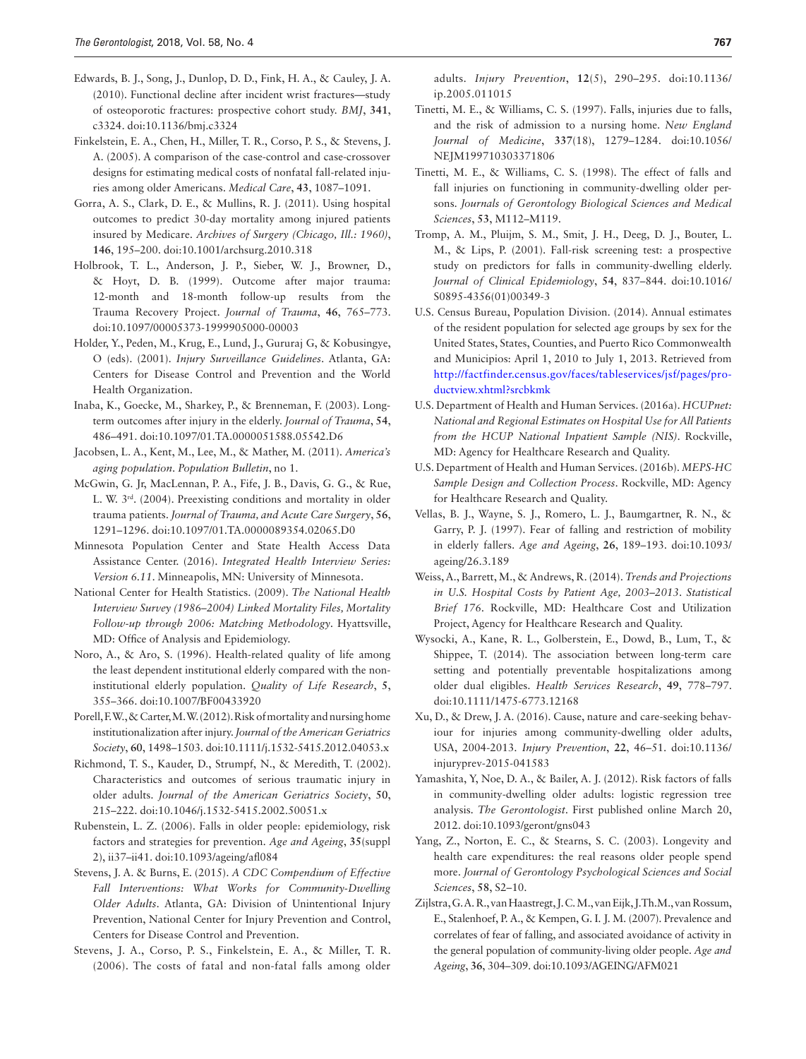Edwards, B. J., Song, J., Dunlop, D. D., Fink, H. A., & Cauley, J. A. (2010). Functional decline after incident wrist fractures—study of osteoporotic fractures: prospective cohort study. *BMJ*, **341**, c3324. doi:10.1136/bmj.c3324

Finkelstein, E. A., Chen, H., Miller, T. R., Corso, P. S., & Stevens, J. A. (2005). A comparison of the case-control and case-crossover designs for estimating medical costs of nonfatal fall-related injuries among older Americans. *Medical Care*, **43**, 1087–1091.

Gorra, A. S., Clark, D. E., & Mullins, R. J. (2011). Using hospital outcomes to predict 30-day mortality among injured patients insured by Medicare. *Archives of Surgery (Chicago, Ill.: 1960)*, **146**, 195–200. doi:10.1001/archsurg.2010.318

Holbrook, T. L., Anderson, J. P., Sieber, W. J., Browner, D., & Hoyt, D. B. (1999). Outcome after major trauma: 12-month and 18-month follow-up results from the Trauma Recovery Project. *Journal of Trauma*, **46**, 765–773. doi:10.1097/00005373-1999905000-00003

Holder, Y., Peden, M., Krug, E., Lund, J., Gururaj G, & Kobusingye, O (eds). (2001). *Injury Surveillance Guidelines*. Atlanta, GA: Centers for Disease Control and Prevention and the World Health Organization.

Inaba, K., Goecke, M., Sharkey, P., & Brenneman, F. (2003). Long-term outcomes after injury in the elderly. *Journal of Trauma*, **54**, 486–491. doi:10.1097/01.TA.0000051588.05542.D6

Jacobsen, L. A., Kent, M., Lee, M., & Mather, M. (2011). *America's aging population*. *Population Bulletin*, no 1.

McGwin, G. Jr, MacLennan, P. A., Fife, J. B., Davis, G. G., & Rue, L. W. 3rd. (2004). Preexisting conditions and mortality in older trauma patients. *Journal of Trauma, and Acute Care Surgery*, **56**, 1291–1296. doi:10.1097/01.TA.0000089354.02065.D0

Minnesota Population Center and State Health Access Data Assistance Center. (2016). *Integrated Health Interview Series: Version 6.11*. Minneapolis, MN: University of Minnesota.

National Center for Health Statistics. (2009). *The National Health Interview Survey (1986–2004) Linked Mortality Files, Mortality Follow-up through 2006: Matching Methodology*. Hyattsville, MD: Office of Analysis and Epidemiology.

Noro, A., & Aro, S. (1996). Health-related quality of life among the least dependent institutional elderly compared with the non-institutional elderly population. *Quality of Life Research*, **5**, 355–366. doi:10.1007/BF00433920

Porell, F. W., & Carter, M. W. (2012). Risk of mortality and nursing home institutionalization after injury. *Journal of the American Geriatrics Society*, **60**, 1498–1503. doi:10.1111/j.1532-5415.2012.04053.x

Richmond, T. S., Kauder, D., Strumpf, N., & Meredith, T. (2002). Characteristics and outcomes of serious traumatic injury in older adults. *Journal of the American Geriatrics Society*, **50**, 215–222. doi:10.1046/j.1532-5415.2002.50051.x

Rubenstein, L. Z. (2006). Falls in older people: epidemiology, risk factors and strategies for prevention. *Age and Ageing*, **35**(suppl 2), ii37–ii41. doi:10.1093/ageing/afl084

Stevens, J. A. & Burns, E. (2015). *A CDC Compendium of Effective Fall Interventions: What Works for Community-Dwelling Older Adults*. Atlanta, GA: Division of Unintentional Injury Prevention, National Center for Injury Prevention and Control, Centers for Disease Control and Prevention.

Stevens, J. A., Corso, P. S., Finkelstein, E. A., & Miller, T. R. (2006). The costs of fatal and non-fatal falls among older adults. *Injury Prevention*, **12**(5), 290–295. doi:10.1136/ip.2005.011015

Tinetti, M. E., & Williams, C. S. (1997). Falls, injuries due to falls, and the risk of admission to a nursing home. *New England Journal of Medicine*, **337**(18), 1279–1284. doi:10.1056/NEJM199710303371806

Tinetti, M. E., & Williams, C. S. (1998). The effect of falls and fall injuries on functioning in community-dwelling older persons. *Journals of Gerontology Biological Sciences and Medical Sciences*, **53**, M112–M119.

Tromp, A. M., Pluijm, S. M., Smit, J. H., Deeg, D. J., Bouter, L. M., & Lips, P. (2001). Fall-risk screening test: a prospective study on predictors for falls in community-dwelling elderly. *Journal of Clinical Epidemiology*, **54**, 837–844. doi:10.1016/S0895-4356(01)00349-3

U.S. Census Bureau, Population Division. (2014). Annual estimates of the resident population for selected age groups by sex for the United States, States, Counties, and Puerto Rico Commonwealth and Municipios: April 1, 2010 to July 1, 2013. Retrieved from http://factfinder.census.gov/faces/tableservices/jsf/pages/productview.xhtml?srcbkmk

U.S. Department of Health and Human Services. (2016a). *HCUPnet: National and Regional Estimates on Hospital Use for All Patients from the HCUP National Inpatient Sample (NIS)*. Rockville, MD: Agency for Healthcare Research and Quality.

U.S. Department of Health and Human Services. (2016b). *MEPS-HC Sample Design and Collection Process*. Rockville, MD: Agency for Healthcare Research and Quality.

Vellas, B. J., Wayne, S. J., Romero, L. J., Baumgartner, R. N., & Garry, P. J. (1997). Fear of falling and restriction of mobility in elderly fallers. *Age and Ageing*, **26**, 189–193. doi:10.1093/ageing/26.3.189

Weiss, A., Barrett, M., & Andrews, R. (2014). *Trends and Projections in U.S. Hospital Costs by Patient Age, 2003–2013*. *Statistical Brief 176*. Rockville, MD: Healthcare Cost and Utilization Project, Agency for Healthcare Research and Quality.

Wysocki, A., Kane, R. L., Golberstein, E., Dowd, B., Lum, T., & Shippee, T. (2014). The association between long-term care setting and potentially preventable hospitalizations among older dual eligibles. *Health Services Research*, **49**, 778–797. doi:10.1111/1475-6773.12168

Xu, D., & Drew, J. A. (2016). Cause, nature and care-seeking behaviour for injuries among community-dwelling older adults, USA, 2004-2013. *Injury Prevention*, **22**, 46–51. doi:10.1136/injuryprev-2015-041583

Yamashita, Y, Noe, D. A., & Bailer, A. J. (2012). Risk factors of falls in community-dwelling older adults: logistic regression tree analysis. *The Gerontologist*. First published online March 20, 2012. doi:10.1093/geront/gns043

Yang, Z., Norton, E. C., & Stearns, S. C. (2003). Longevity and health care expenditures: the real reasons older people spend more. *Journal of Gerontology Psychological Sciences and Social Sciences*, **58**, S2–10.

Zijlstra, G. A. R., van Haastregt, J. C. M., van Eijk, J. Th.M., van Rossum, E., Stalenhoef, P. A., & Kempen, G. I. J. M. (2007). Prevalence and correlates of fear of falling, and associated avoidance of activity in the general population of community-living older people. *Age and Ageing*, **36**, 304–309. doi:10.1093/AGEING/AFM021